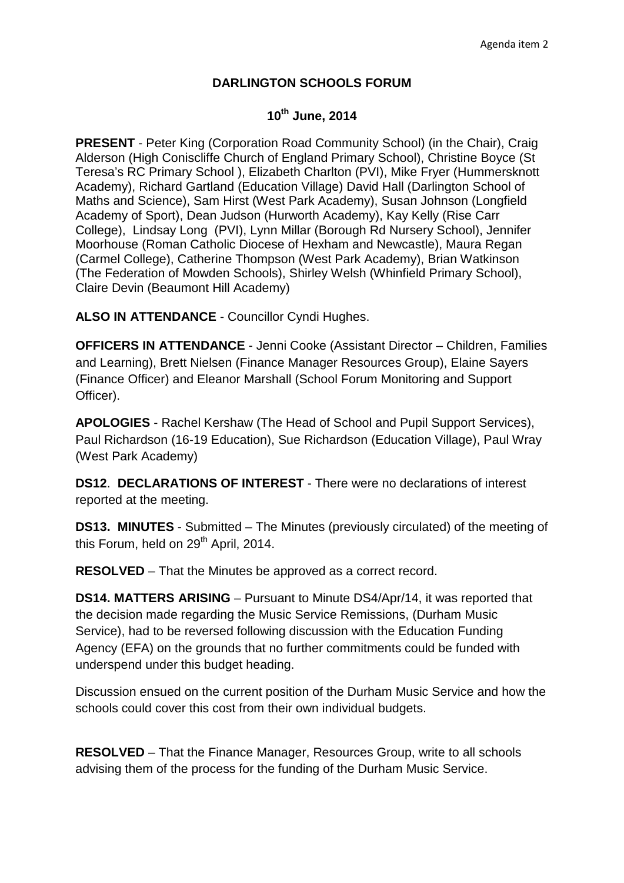Agenda item 2

**DARLINGTON SCHOOLS FORUM**

**10th June, 2014**

**PRESENT** - Peter King (Corporation Road Community School) (in the Chair), Craig Alderson (High Coniscliffe Church of England Primary School), Christine Boyce (St Teresa's RC Primary School ), Elizabeth Charlton (PVI), Mike Fryer (Hummersknott Academy), Richard Gartland (Education Village) David Hall (Darlington School of Maths and Science), Sam Hirst (West Park Academy), Susan Johnson (Longfield Academy of Sport), Dean Judson (Hurworth Academy), Kay Kelly (Rise Carr College), Lindsay Long (PVI), Lynn Millar (Borough Rd Nursery School), Jennifer Moorhouse (Roman Catholic Diocese of Hexham and Newcastle), Maura Regan (Carmel College), Catherine Thompson (West Park Academy), Brian Watkinson (The Federation of Mowden Schools), Shirley Welsh (Whinfield Primary School), Claire Devin (Beaumont Hill Academy)

**ALSO IN ATTENDANCE** - Councillor Cyndi Hughes.

**OFFICERS IN ATTENDANCE** - Jenni Cooke (Assistant Director – Children, Families and Learning), Brett Nielsen (Finance Manager Resources Group), Elaine Sayers (Finance Officer) and Eleanor Marshall (School Forum Monitoring and Support Officer).

**APOLOGIES** - Rachel Kershaw (The Head of School and Pupil Support Services), Paul Richardson (16-19 Education), Sue Richardson (Education Village), Paul Wray (West Park Academy)

**DS12**. **DECLARATIONS OF INTEREST** - There were no declarations of interest reported at the meeting.

**DS13. MINUTES** - Submitted – The Minutes (previously circulated) of the meeting of this Forum, held on 29th April, 2014.

**RESOLVED** – That the Minutes be approved as a correct record.

**DS14. MATTERS ARISING** – Pursuant to Minute DS4/Apr/14, it was reported that the decision made regarding the Music Service Remissions, (Durham Music Service), had to be reversed following discussion with the Education Funding Agency (EFA) on the grounds that no further commitments could be funded with underspend under this budget heading.

Discussion ensued on the current position of the Durham Music Service and how the schools could cover this cost from their own individual budgets.

**RESOLVED** – That the Finance Manager, Resources Group, write to all schools advising them of the process for the funding of the Durham Music Service.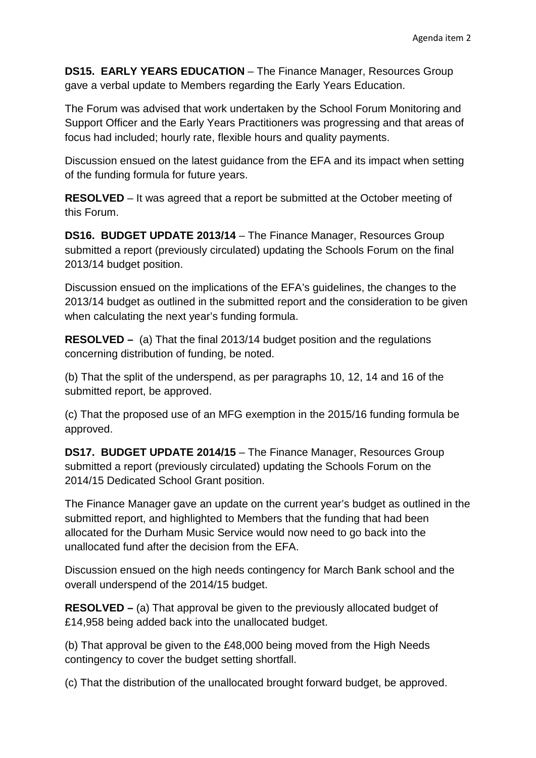**DS15. EARLY YEARS EDUCATION** – The Finance Manager, Resources Group gave a verbal update to Members regarding the Early Years Education.

The Forum was advised that work undertaken by the School Forum Monitoring and Support Officer and the Early Years Practitioners was progressing and that areas of focus had included; hourly rate, flexible hours and quality payments.

Discussion ensued on the latest guidance from the EFA and its impact when setting of the funding formula for future years.

**RESOLVED** – It was agreed that a report be submitted at the October meeting of this Forum.

**DS16. BUDGET UPDATE 2013/14** – The Finance Manager, Resources Group submitted a report (previously circulated) updating the Schools Forum on the final 2013/14 budget position.

Discussion ensued on the implications of the EFA's guidelines, the changes to the 2013/14 budget as outlined in the submitted report and the consideration to be given when calculating the next year's funding formula.

**RESOLVED –** (a) That the final 2013/14 budget position and the regulations concerning distribution of funding, be noted.

(b) That the split of the underspend, as per paragraphs 10, 12, 14 and 16 of the submitted report, be approved.

(c) That the proposed use of an MFG exemption in the 2015/16 funding formula be approved.

**DS17. BUDGET UPDATE 2014/15** – The Finance Manager, Resources Group submitted a report (previously circulated) updating the Schools Forum on the 2014/15 Dedicated School Grant position.

The Finance Manager gave an update on the current year's budget as outlined in the submitted report, and highlighted to Members that the funding that had been allocated for the Durham Music Service would now need to go back into the unallocated fund after the decision from the EFA.

Discussion ensued on the high needs contingency for March Bank school and the overall underspend of the 2014/15 budget.

**RESOLVED –** (a) That approval be given to the previously allocated budget of £14,958 being added back into the unallocated budget.

(b) That approval be given to the £48,000 being moved from the High Needs contingency to cover the budget setting shortfall.

(c) That the distribution of the unallocated brought forward budget, be approved.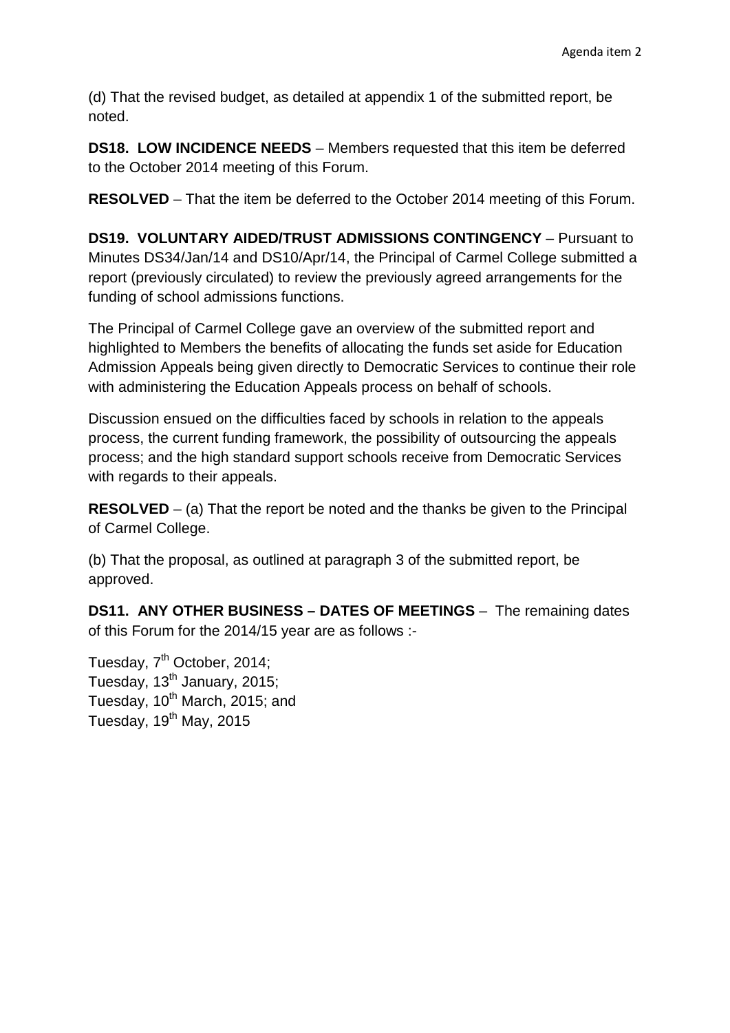(d) That the revised budget, as detailed at appendix 1 of the submitted report, be noted.

**DS18. LOW INCIDENCE NEEDS** – Members requested that this item be deferred to the October 2014 meeting of this Forum.

**RESOLVED** – That the item be deferred to the October 2014 meeting of this Forum.

**DS19. VOLUNTARY AIDED/TRUST ADMISSIONS CONTINGENCY** – Pursuant to Minutes DS34/Jan/14 and DS10/Apr/14, the Principal of Carmel College submitted a report (previously circulated) to review the previously agreed arrangements for the funding of school admissions functions.

The Principal of Carmel College gave an overview of the submitted report and highlighted to Members the benefits of allocating the funds set aside for Education Admission Appeals being given directly to Democratic Services to continue their role with administering the Education Appeals process on behalf of schools.

Discussion ensued on the difficulties faced by schools in relation to the appeals process, the current funding framework, the possibility of outsourcing the appeals process; and the high standard support schools receive from Democratic Services with regards to their appeals.

**RESOLVED** – (a) That the report be noted and the thanks be given to the Principal of Carmel College.

(b) That the proposal, as outlined at paragraph 3 of the submitted report, be approved.

**DS11. ANY OTHER BUSINESS – DATES OF MEETINGS** – The remaining dates of this Forum for the 2014/15 year are as follows :-

Tuesday, 7th October, 2014;
Tuesday, 13th January, 2015;
Tuesday, 10th March, 2015; and
Tuesday, 19th May, 2015